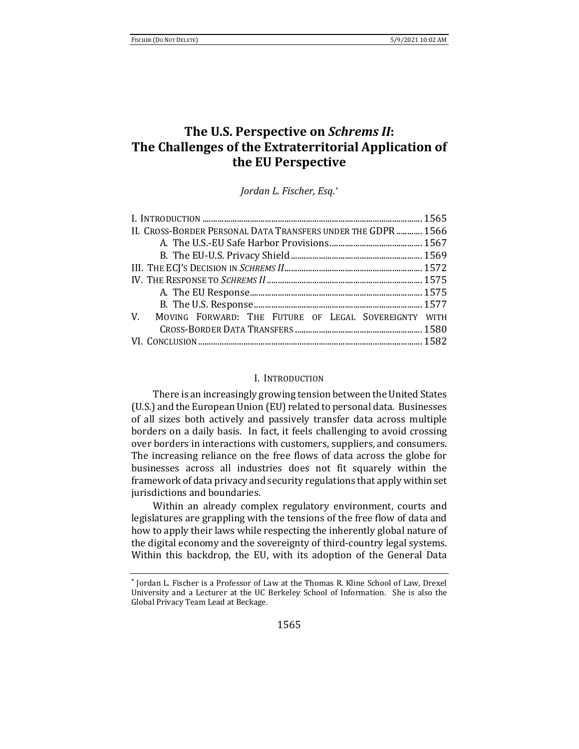# The U.S. Perspective on *Schrems II*: The Challenges of the Extraterritorial Application of the EU Perspective

*Jordan L. Fischer, Esq.*[*]

I. INTRODUCTION ..................................................................................................... 1565
II. CROSS-BORDER PERSONAL DATA TRANSFERS UNDER THE GDPR ............ 1566
    A. The U.S.-EU Safe Harbor Provisions ........................................... 1567
    B. The EU-U.S. Privacy Shield ............................................................ 1569
III. THE ECJ'S DECISION IN *SCHREMS II* ................................................................ 1572
IV. THE RESPONSE TO *SCHREMS II* ........................................................................ 1575
    A. The EU Response ................................................................................ 1575
    B. The U.S. Response .............................................................................. 1577
V. MOVING FORWARD: THE FUTURE OF LEGAL SOVEREIGNTY WITH CROSS-BORDER DATA TRANSFERS ............................................................ 1580
VI. CONCLUSION ....................................................................................................... 1582

## I. INTRODUCTION

There is an increasingly growing tension between the United States (U.S.) and the European Union (EU) related to personal data. Businesses of all sizes both actively and passively transfer data across multiple borders on a daily basis. In fact, it feels challenging to avoid crossing over borders in interactions with customers, suppliers, and consumers. The increasing reliance on the free flows of data across the globe for businesses across all industries does not fit squarely within the framework of data privacy and security regulations that apply within set jurisdictions and boundaries.

Within an already complex regulatory environment, courts and legislatures are grappling with the tensions of the free flow of data and how to apply their laws while respecting the inherently global nature of the digital economy and the sovereignty of third-country legal systems. Within this backdrop, the EU, with its adoption of the General Data

---

[*] Jordan L. Fischer is a Professor of Law at the Thomas R. Kline School of Law, Drexel University and a Lecturer at the UC Berkeley School of Information. She is also the Global Privacy Team Lead at Beckage.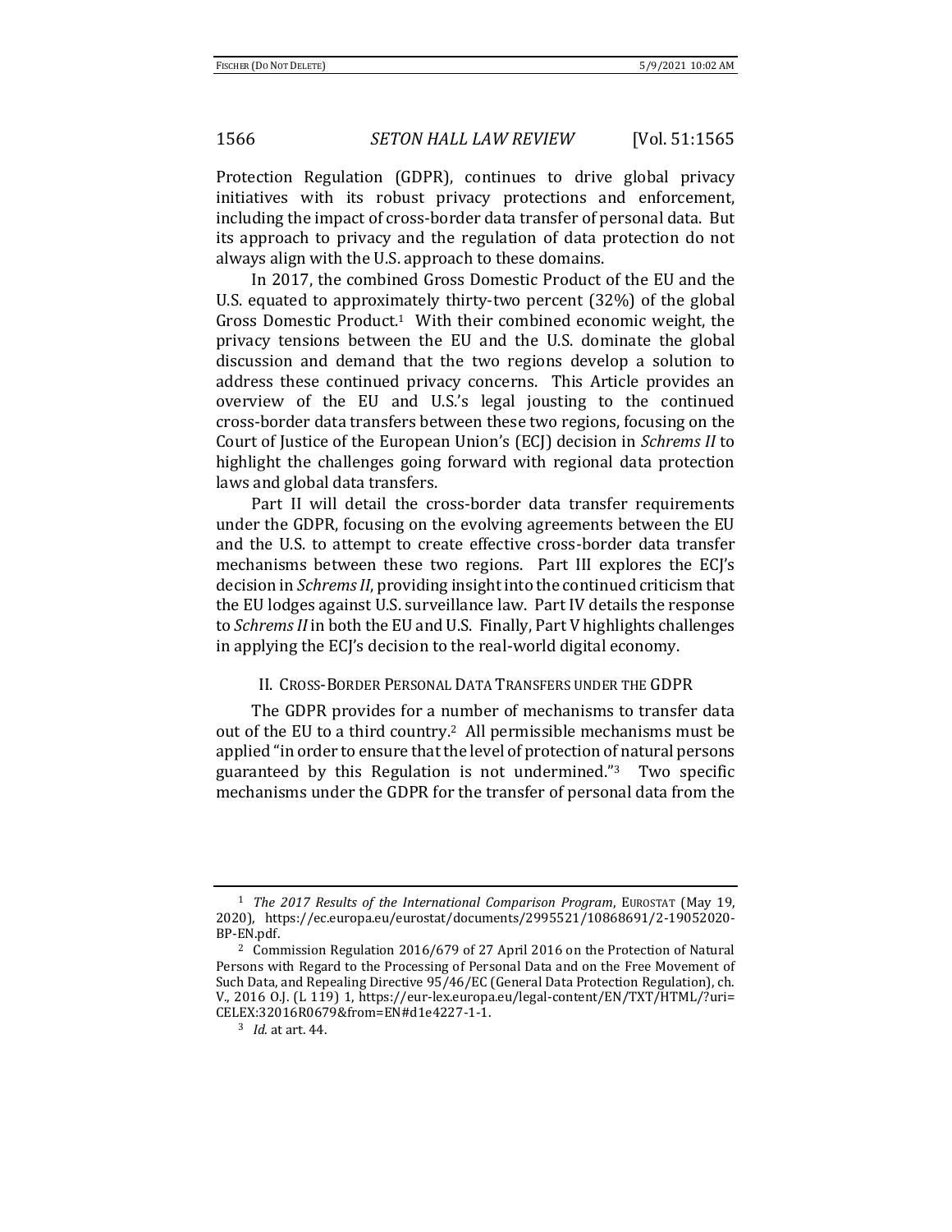Protection Regulation (GDPR), continues to drive global privacy initiatives with its robust privacy protections and enforcement, including the impact of cross-border data transfer of personal data. But its approach to privacy and the regulation of data protection do not always align with the U.S. approach to these domains.

In 2017, the combined Gross Domestic Product of the EU and the U.S. equated to approximately thirty-two percent (32%) of the global Gross Domestic Product.[1] With their combined economic weight, the privacy tensions between the EU and the U.S. dominate the global discussion and demand that the two regions develop a solution to address these continued privacy concerns. This Article provides an overview of the EU and U.S.'s legal jousting to the continued cross-border data transfers between these two regions, focusing on the Court of Justice of the European Union's (ECJ) decision in *Schrems II* to highlight the challenges going forward with regional data protection laws and global data transfers.

Part II will detail the cross-border data transfer requirements under the GDPR, focusing on the evolving agreements between the EU and the U.S. to attempt to create effective cross-border data transfer mechanisms between these two regions. Part III explores the ECJ's decision in *Schrems II*, providing insight into the continued criticism that the EU lodges against U.S. surveillance law. Part IV details the response to *Schrems II* in both the EU and U.S. Finally, Part V highlights challenges in applying the ECJ's decision to the real-world digital economy.

## II. Cross-Border Personal Data Transfers under the GDPR

The GDPR provides for a number of mechanisms to transfer data out of the EU to a third country.[2] All permissible mechanisms must be applied "in order to ensure that the level of protection of natural persons guaranteed by this Regulation is not undermined."[3] Two specific mechanisms under the GDPR for the transfer of personal data from the

---

[1] *The 2017 Results of the International Comparison Program*, Eurostat (May 19, 2020), https://ec.europa.eu/eurostat/documents/2995521/10868691/2-19052020-BP-EN.pdf.

[2] Commission Regulation 2016/679 of 27 April 2016 on the Protection of Natural Persons with Regard to the Processing of Personal Data and on the Free Movement of Such Data, and Repealing Directive 95/46/EC (General Data Protection Regulation), ch. V., 2016 O.J. (L 119) 1, https://eur-lex.europa.eu/legal-content/EN/TXT/HTML/?uri=CELEX:32016R0679&from=EN#d1e4227-1-1.

[3] *Id.* at art. 44.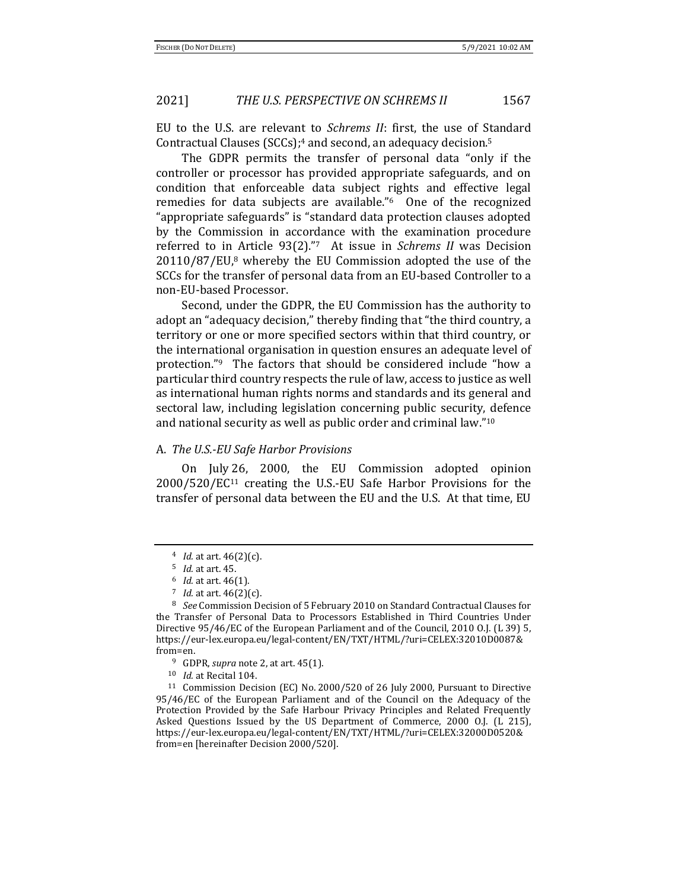EU to the U.S. are relevant to *Schrems II*: first, the use of Standard Contractual Clauses (SCCs);[4] and second, an adequacy decision.[5]

The GDPR permits the transfer of personal data "only if the controller or processor has provided appropriate safeguards, and on condition that enforceable data subject rights and effective legal remedies for data subjects are available."[6] One of the recognized "appropriate safeguards" is "standard data protection clauses adopted by the Commission in accordance with the examination procedure referred to in Article 93(2)."[7] At issue in *Schrems II* was Decision 20110/87/EU,[8] whereby the EU Commission adopted the use of the SCCs for the transfer of personal data from an EU-based Controller to a non-EU-based Processor.

Second, under the GDPR, the EU Commission has the authority to adopt an "adequacy decision," thereby finding that "the third country, a territory or one or more specified sectors within that third country, or the international organisation in question ensures an adequate level of protection."[9] The factors that should be considered include "how a particular third country respects the rule of law, access to justice as well as international human rights norms and standards and its general and sectoral law, including legislation concerning public security, defence and national security as well as public order and criminal law."[10]

### A. *The U.S.-EU Safe Harbor Provisions*

On July 26, 2000, the EU Commission adopted opinion 2000/520/EC[11] creating the U.S.-EU Safe Harbor Provisions for the transfer of personal data between the EU and the U.S. At that time, EU

---

[4] *Id.* at art. 46(2)(c).

[5] *Id.* at art. 45.

[6] *Id.* at art. 46(1).

[7] *Id.* at art. 46(2)(c).

[8] *See* Commission Decision of 5 February 2010 on Standard Contractual Clauses for the Transfer of Personal Data to Processors Established in Third Countries Under Directive 95/46/EC of the European Parliament and of the Council, 2010 O.J. (L 39) 5, https://eur-lex.europa.eu/legal-content/EN/TXT/HTML/?uri=CELEX:32010D0087&from=en.

[9] GDPR, *supra* note 2, at art. 45(1).

[10] *Id.* at Recital 104.

[11] Commission Decision (EC) No. 2000/520 of 26 July 2000, Pursuant to Directive 95/46/EC of the European Parliament and of the Council on the Adequacy of the Protection Provided by the Safe Harbour Privacy Principles and Related Frequently Asked Questions Issued by the US Department of Commerce, 2000 O.J. (L 215), https://eur-lex.europa.eu/legal-content/EN/TXT/HTML/?uri=CELEX:32000D0520&from=en [hereinafter Decision 2000/520].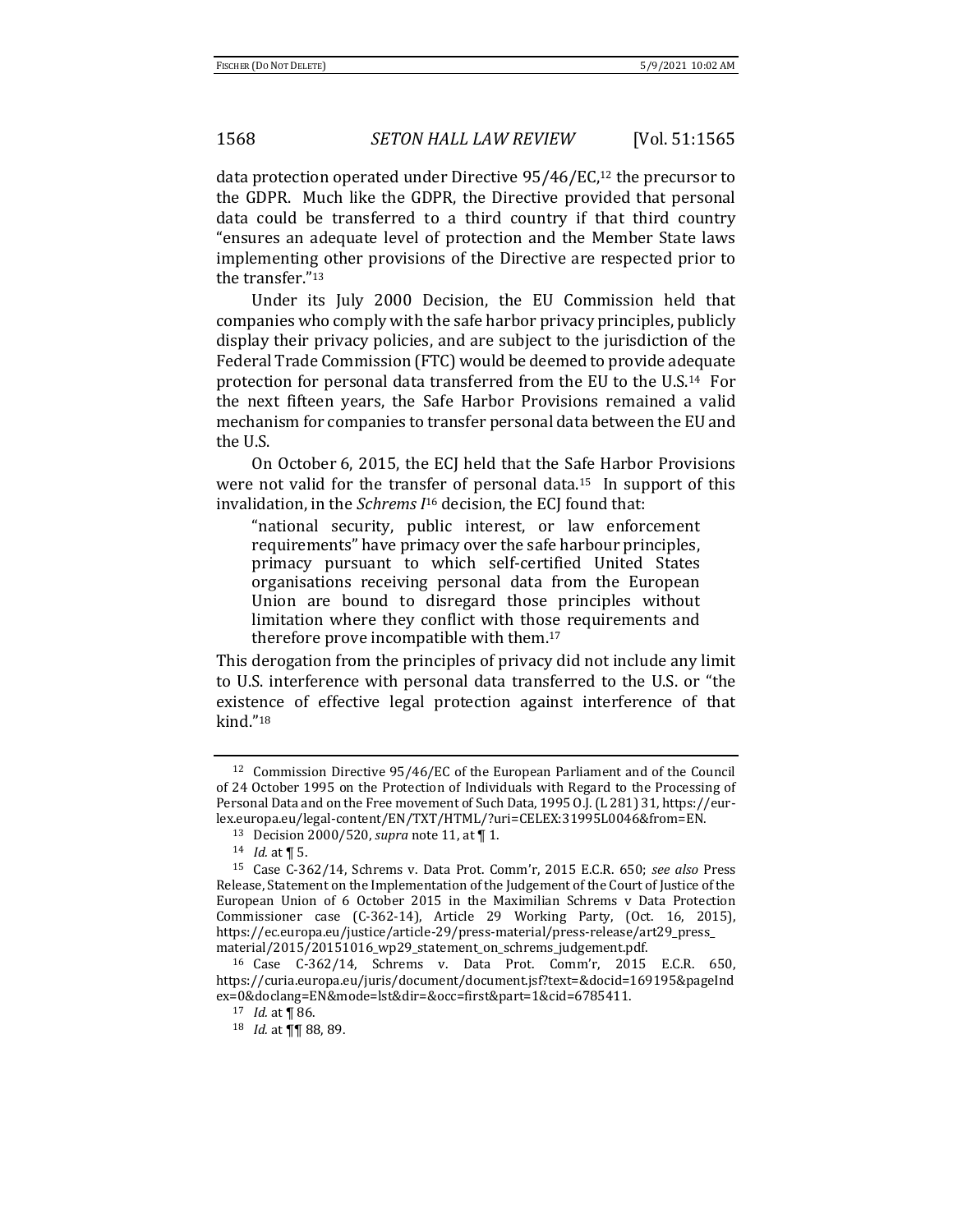data protection operated under Directive 95/46/EC,[12] the precursor to the GDPR. Much like the GDPR, the Directive provided that personal data could be transferred to a third country if that third country "ensures an adequate level of protection and the Member State laws implementing other provisions of the Directive are respected prior to the transfer."[13]

Under its July 2000 Decision, the EU Commission held that companies who comply with the safe harbor privacy principles, publicly display their privacy policies, and are subject to the jurisdiction of the Federal Trade Commission (FTC) would be deemed to provide adequate protection for personal data transferred from the EU to the U.S.[14] For the next fifteen years, the Safe Harbor Provisions remained a valid mechanism for companies to transfer personal data between the EU and the U.S.

On October 6, 2015, the ECJ held that the Safe Harbor Provisions were not valid for the transfer of personal data.[15] In support of this invalidation, in the *Schrems I*[16] decision, the ECJ found that:

> "national security, public interest, or law enforcement requirements" have primacy over the safe harbour principles, primacy pursuant to which self-certified United States organisations receiving personal data from the European Union are bound to disregard those principles without limitation where they conflict with those requirements and therefore prove incompatible with them.[17]

This derogation from the principles of privacy did not include any limit to U.S. interference with personal data transferred to the U.S. or "the existence of effective legal protection against interference of that kind."[18]

---

[12] Commission Directive 95/46/EC of the European Parliament and of the Council of 24 October 1995 on the Protection of Individuals with Regard to the Processing of Personal Data and on the Free movement of Such Data, 1995 O.J. (L 281) 31, https://eur-lex.europa.eu/legal-content/EN/TXT/HTML/?uri=CELEX:31995L0046&from=EN.

[13] Decision 2000/520, *supra* note 11, at ¶ 1.

[14] *Id.* at ¶ 5.

[15] Case C-362/14, Schrems v. Data Prot. Comm'r, 2015 E.C.R. 650; *see also* Press Release, Statement on the Implementation of the Judgement of the Court of Justice of the European Union of 6 October 2015 in the Maximilian Schrems v Data Protection Commissioner case (C-362-14), Article 29 Working Party, (Oct. 16, 2015), https://ec.europa.eu/justice/article-29/press-material/press-release/art29_press_material/2015/20151016_wp29_statement_on_schrems_judgement.pdf.

[16] Case C-362/14, Schrems v. Data Prot. Comm'r, 2015 E.C.R. 650, https://curia.europa.eu/juris/document/document.jsf?text=&docid=169195&pageIndex=0&doclang=EN&mode=lst&dir=&occ=first&part=1&cid=6785411.

[17] *Id.* at ¶ 86.

[18] *Id.* at ¶¶ 88, 89.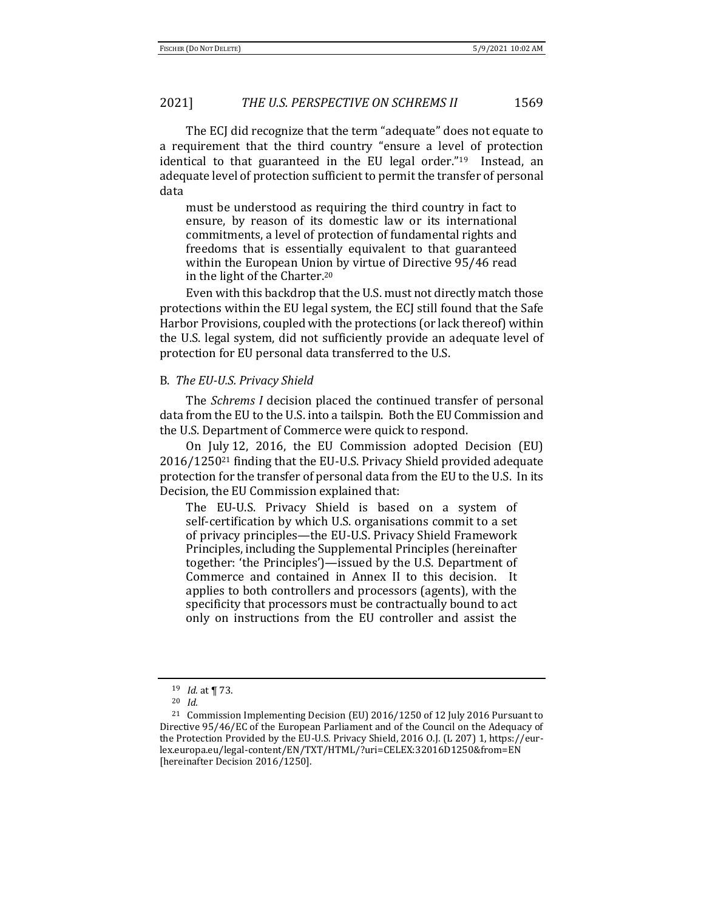The ECJ did recognize that the term "adequate" does not equate to a requirement that the third country "ensure a level of protection identical to that guaranteed in the EU legal order."[19] Instead, an adequate level of protection sufficient to permit the transfer of personal data

> must be understood as requiring the third country in fact to ensure, by reason of its domestic law or its international commitments, a level of protection of fundamental rights and freedoms that is essentially equivalent to that guaranteed within the European Union by virtue of Directive 95/46 read in the light of the Charter.[20]

Even with this backdrop that the U.S. must not directly match those protections within the EU legal system, the ECJ still found that the Safe Harbor Provisions, coupled with the protections (or lack thereof) within the U.S. legal system, did not sufficiently provide an adequate level of protection for EU personal data transferred to the U.S.

### B. *The EU-U.S. Privacy Shield*

The *Schrems I* decision placed the continued transfer of personal data from the EU to the U.S. into a tailspin. Both the EU Commission and the U.S. Department of Commerce were quick to respond.

On July 12, 2016, the EU Commission adopted Decision (EU) 2016/1250[21] finding that the EU-U.S. Privacy Shield provided adequate protection for the transfer of personal data from the EU to the U.S. In its Decision, the EU Commission explained that:

> The EU-U.S. Privacy Shield is based on a system of self-certification by which U.S. organisations commit to a set of privacy principles—the EU-U.S. Privacy Shield Framework Principles, including the Supplemental Principles (hereinafter together: 'the Principles')—issued by the U.S. Department of Commerce and contained in Annex II to this decision. It applies to both controllers and processors (agents), with the specificity that processors must be contractually bound to act only on instructions from the EU controller and assist the

---

[19] *Id.* at ¶ 73.

[20] *Id.*

[21] Commission Implementing Decision (EU) 2016/1250 of 12 July 2016 Pursuant to Directive 95/46/EC of the European Parliament and of the Council on the Adequacy of the Protection Provided by the EU-U.S. Privacy Shield, 2016 O.J. (L 207) 1, https://eur-lex.europa.eu/legal-content/EN/TXT/HTML/?uri=CELEX:32016D1250&from=EN [hereinafter Decision 2016/1250].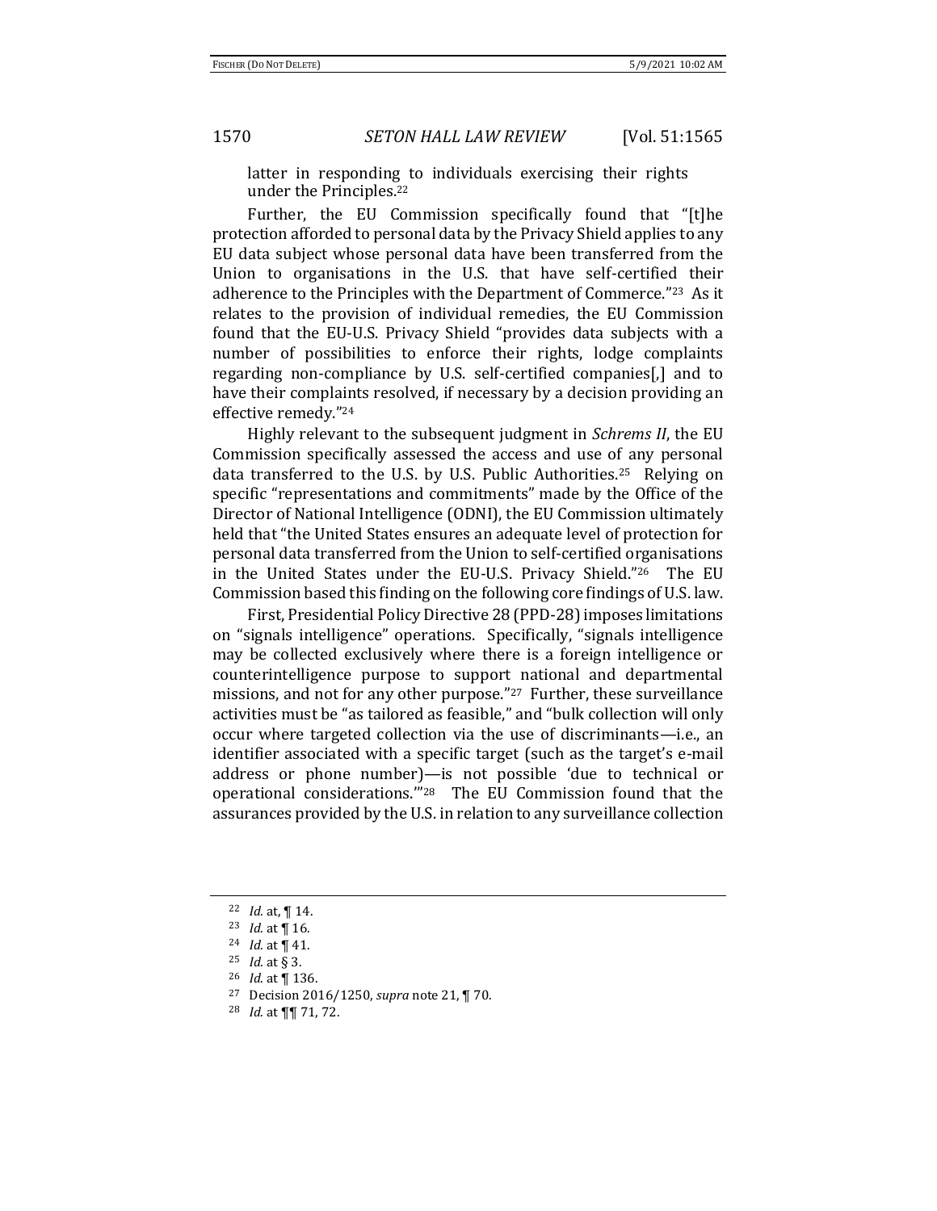latter in responding to individuals exercising their rights under the Principles.[22]

Further, the EU Commission specifically found that "[t]he protection afforded to personal data by the Privacy Shield applies to any EU data subject whose personal data have been transferred from the Union to organisations in the U.S. that have self-certified their adherence to the Principles with the Department of Commerce."[23] As it relates to the provision of individual remedies, the EU Commission found that the EU-U.S. Privacy Shield "provides data subjects with a number of possibilities to enforce their rights, lodge complaints regarding non-compliance by U.S. self-certified companies[,] and to have their complaints resolved, if necessary by a decision providing an effective remedy."[24]

Highly relevant to the subsequent judgment in *Schrems II*, the EU Commission specifically assessed the access and use of any personal data transferred to the U.S. by U.S. Public Authorities.[25] Relying on specific "representations and commitments" made by the Office of the Director of National Intelligence (ODNI), the EU Commission ultimately held that "the United States ensures an adequate level of protection for personal data transferred from the Union to self-certified organisations in the United States under the EU-U.S. Privacy Shield."[26] The EU Commission based this finding on the following core findings of U.S. law.

First, Presidential Policy Directive 28 (PPD-28) imposes limitations on "signals intelligence" operations. Specifically, "signals intelligence may be collected exclusively where there is a foreign intelligence or counterintelligence purpose to support national and departmental missions, and not for any other purpose."[27] Further, these surveillance activities must be "as tailored as feasible," and "bulk collection will only occur where targeted collection via the use of discriminants—i.e., an identifier associated with a specific target (such as the target's e-mail address or phone number)—is not possible 'due to technical or operational considerations.'"[28] The EU Commission found that the assurances provided by the U.S. in relation to any surveillance collection

---

[22] *Id.* at, ¶ 14.

[23] *Id.* at ¶ 16.

[24] *Id.* at ¶ 41.

[25] *Id.* at § 3.

[26] *Id.* at ¶ 136.

[27] Decision 2016/1250, *supra* note 21, ¶ 70.

[28] *Id.* at ¶¶ 71, 72.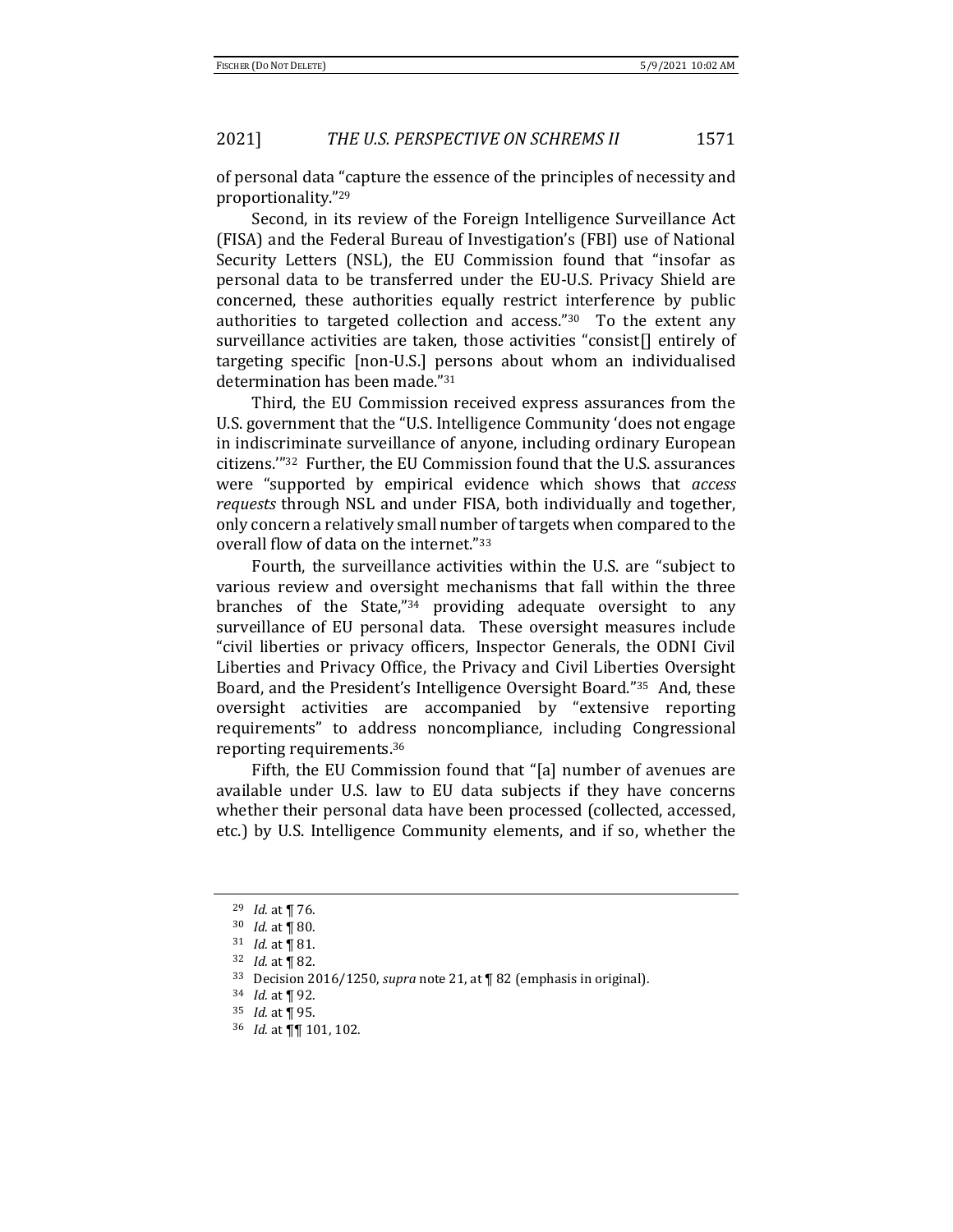of personal data "capture the essence of the principles of necessity and proportionality."[29]

Second, in its review of the Foreign Intelligence Surveillance Act (FISA) and the Federal Bureau of Investigation's (FBI) use of National Security Letters (NSL), the EU Commission found that "insofar as personal data to be transferred under the EU-U.S. Privacy Shield are concerned, these authorities equally restrict interference by public authorities to targeted collection and access."[30] To the extent any surveillance activities are taken, those activities "consist[] entirely of targeting specific [non-U.S.] persons about whom an individualised determination has been made."[31]

Third, the EU Commission received express assurances from the U.S. government that the "U.S. Intelligence Community 'does not engage in indiscriminate surveillance of anyone, including ordinary European citizens.'"[32] Further, the EU Commission found that the U.S. assurances were "supported by empirical evidence which shows that *access requests* through NSL and under FISA, both individually and together, only concern a relatively small number of targets when compared to the overall flow of data on the internet."[33]

Fourth, the surveillance activities within the U.S. are "subject to various review and oversight mechanisms that fall within the three branches of the State,"[34] providing adequate oversight to any surveillance of EU personal data. These oversight measures include "civil liberties or privacy officers, Inspector Generals, the ODNI Civil Liberties and Privacy Office, the Privacy and Civil Liberties Oversight Board, and the President's Intelligence Oversight Board."[35] And, these oversight activities are accompanied by "extensive reporting requirements" to address noncompliance, including Congressional reporting requirements.[36]

Fifth, the EU Commission found that "[a] number of avenues are available under U.S. law to EU data subjects if they have concerns whether their personal data have been processed (collected, accessed, etc.) by U.S. Intelligence Community elements, and if so, whether the

---

[29] *Id.* at ¶ 76.

[30] *Id.* at ¶ 80.

[31] *Id.* at ¶ 81.

[32] *Id.* at ¶ 82.

[33] Decision 2016/1250, *supra* note 21, at ¶ 82 (emphasis in original).

[34] *Id.* at ¶ 92.

[35] *Id.* at ¶ 95.

[36] *Id.* at ¶¶ 101, 102.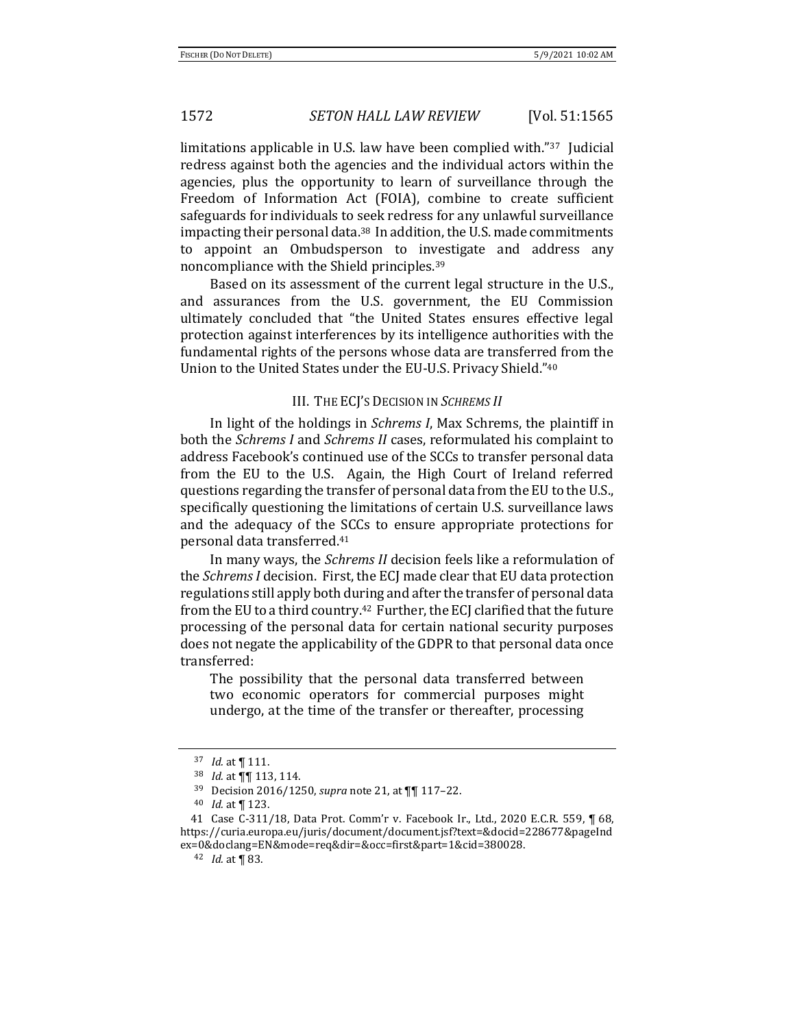limitations applicable in U.S. law have been complied with."[37] Judicial redress against both the agencies and the individual actors within the agencies, plus the opportunity to learn of surveillance through the Freedom of Information Act (FOIA), combine to create sufficient safeguards for individuals to seek redress for any unlawful surveillance impacting their personal data.[38] In addition, the U.S. made commitments to appoint an Ombudsperson to investigate and address any noncompliance with the Shield principles.[39]

Based on its assessment of the current legal structure in the U.S., and assurances from the U.S. government, the EU Commission ultimately concluded that "the United States ensures effective legal protection against interferences by its intelligence authorities with the fundamental rights of the persons whose data are transferred from the Union to the United States under the EU-U.S. Privacy Shield."[40]

## III. The ECJ's Decision in *Schrems II*

In light of the holdings in *Schrems I*, Max Schrems, the plaintiff in both the *Schrems I* and *Schrems II* cases, reformulated his complaint to address Facebook's continued use of the SCCs to transfer personal data from the EU to the U.S. Again, the High Court of Ireland referred questions regarding the transfer of personal data from the EU to the U.S., specifically questioning the limitations of certain U.S. surveillance laws and the adequacy of the SCCs to ensure appropriate protections for personal data transferred.[41]

In many ways, the *Schrems II* decision feels like a reformulation of the *Schrems I* decision. First, the ECJ made clear that EU data protection regulations still apply both during and after the transfer of personal data from the EU to a third country.[42] Further, the ECJ clarified that the future processing of the personal data for certain national security purposes does not negate the applicability of the GDPR to that personal data once transferred:

> The possibility that the personal data transferred between two economic operators for commercial purposes might undergo, at the time of the transfer or thereafter, processing

---

[37] *Id.* at ¶ 111.

[38] *Id.* at ¶¶ 113, 114.

[39] Decision 2016/1250, *supra* note 21, at ¶¶ 117–22.

[40] *Id.* at ¶ 123.

[41] Case C-311/18, Data Prot. Comm'r v. Facebook Ir., Ltd., 2020 E.C.R. 559, ¶ 68, https://curia.europa.eu/juris/document/document.jsf?text=&docid=228677&pageIndex=0&doclang=EN&mode=req&dir=&occ=first&part=1&cid=380028.

[42] *Id.* at ¶ 83.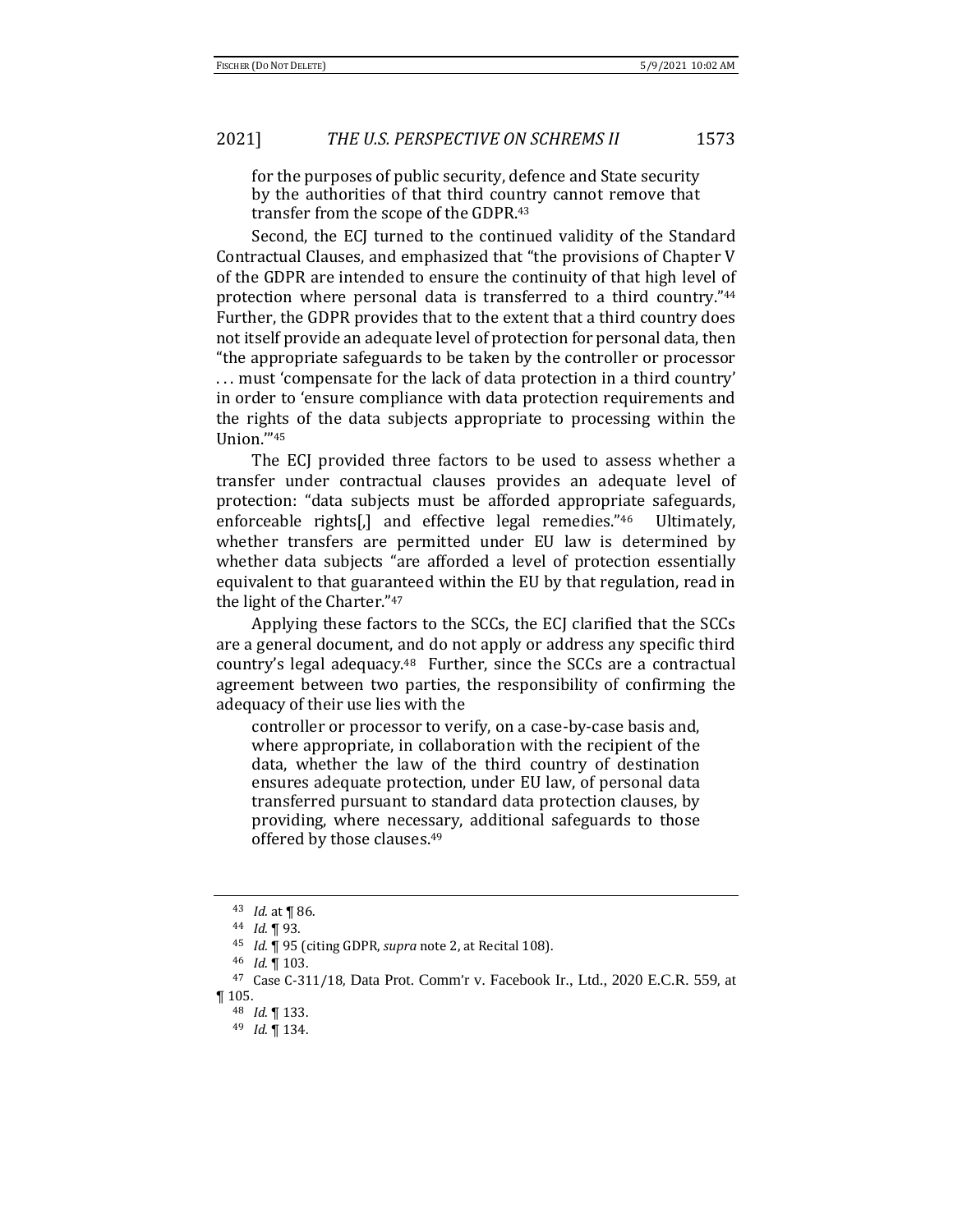for the purposes of public security, defence and State security by the authorities of that third country cannot remove that transfer from the scope of the GDPR.[43]

Second, the ECJ turned to the continued validity of the Standard Contractual Clauses, and emphasized that "the provisions of Chapter V of the GDPR are intended to ensure the continuity of that high level of protection where personal data is transferred to a third country."[44] Further, the GDPR provides that to the extent that a third country does not itself provide an adequate level of protection for personal data, then "the appropriate safeguards to be taken by the controller or processor . . . must 'compensate for the lack of data protection in a third country' in order to 'ensure compliance with data protection requirements and the rights of the data subjects appropriate to processing within the Union.'"[45]

The ECJ provided three factors to be used to assess whether a transfer under contractual clauses provides an adequate level of protection: "data subjects must be afforded appropriate safeguards, enforceable rights[,] and effective legal remedies."[46] Ultimately, whether transfers are permitted under EU law is determined by whether data subjects "are afforded a level of protection essentially equivalent to that guaranteed within the EU by that regulation, read in the light of the Charter."[47]

Applying these factors to the SCCs, the ECJ clarified that the SCCs are a general document, and do not apply or address any specific third country's legal adequacy.[48] Further, since the SCCs are a contractual agreement between two parties, the responsibility of confirming the adequacy of their use lies with the

> controller or processor to verify, on a case-by-case basis and, where appropriate, in collaboration with the recipient of the data, whether the law of the third country of destination ensures adequate protection, under EU law, of personal data transferred pursuant to standard data protection clauses, by providing, where necessary, additional safeguards to those offered by those clauses.[49]

---

[43] *Id.* at ¶ 86.

[44] *Id.* ¶ 93.

[45] *Id.* ¶ 95 (citing GDPR, *supra* note 2, at Recital 108).

[46] *Id.* ¶ 103.

[47] Case C-311/18, Data Prot. Comm'r v. Facebook Ir., Ltd., 2020 E.C.R. 559, at ¶ 105.

[48] *Id.* ¶ 133.

[49] *Id.* ¶ 134.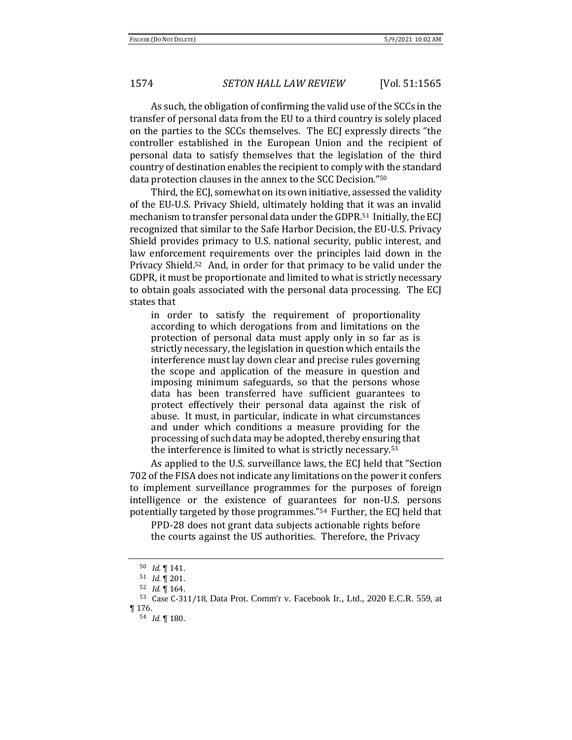As such, the obligation of confirming the valid use of the SCCs in the transfer of personal data from the EU to a third country is solely placed on the parties to the SCCs themselves. The ECJ expressly directs "the controller established in the European Union and the recipient of personal data to satisfy themselves that the legislation of the third country of destination enables the recipient to comply with the standard data protection clauses in the annex to the SCC Decision."[50]

Third, the ECJ, somewhat on its own initiative, assessed the validity of the EU-U.S. Privacy Shield, ultimately holding that it was an invalid mechanism to transfer personal data under the GDPR.[51] Initially, the ECJ recognized that similar to the Safe Harbor Decision, the EU-U.S. Privacy Shield provides primacy to U.S. national security, public interest, and law enforcement requirements over the principles laid down in the Privacy Shield.[52] And, in order for that primacy to be valid under the GDPR, it must be proportionate and limited to what is strictly necessary to obtain goals associated with the personal data processing. The ECJ states that

> in order to satisfy the requirement of proportionality according to which derogations from and limitations on the protection of personal data must apply only in so far as is strictly necessary, the legislation in question which entails the interference must lay down clear and precise rules governing the scope and application of the measure in question and imposing minimum safeguards, so that the persons whose data has been transferred have sufficient guarantees to protect effectively their personal data against the risk of abuse. It must, in particular, indicate in what circumstances and under which conditions a measure providing for the processing of such data may be adopted, thereby ensuring that the interference is limited to what is strictly necessary.[53]

As applied to the U.S. surveillance laws, the ECJ held that "Section 702 of the FISA does not indicate any limitations on the power it confers to implement surveillance programmes for the purposes of foreign intelligence or the existence of guarantees for non-U.S. persons potentially targeted by those programmes."[54] Further, the ECJ held that

> PPD-28 does not grant data subjects actionable rights before the courts against the US authorities. Therefore, the Privacy

---

[50] *Id.* ¶ 141.

[51] *Id.* ¶ 201.

[52] *Id.* ¶ 164.

[53] Case C-311/18, Data Prot. Comm'r v. Facebook Ir., Ltd., 2020 E.C.R. 559, at ¶ 176.

[54] *Id.* ¶ 180.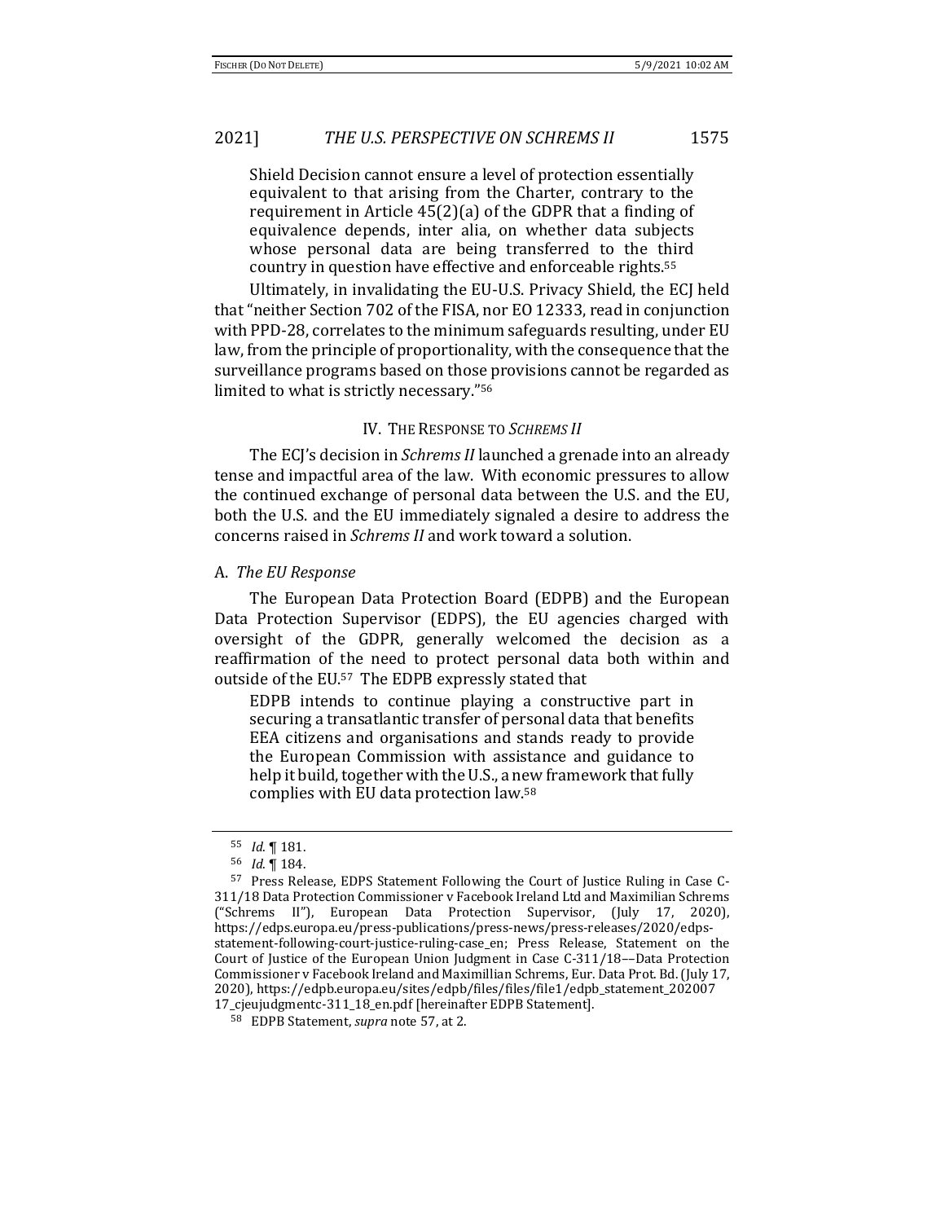> Shield Decision cannot ensure a level of protection essentially equivalent to that arising from the Charter, contrary to the requirement in Article 45(2)(a) of the GDPR that a finding of equivalence depends, inter alia, on whether data subjects whose personal data are being transferred to the third country in question have effective and enforceable rights.[55]

Ultimately, in invalidating the EU-U.S. Privacy Shield, the ECJ held that "neither Section 702 of the FISA, nor EO 12333, read in conjunction with PPD-28, correlates to the minimum safeguards resulting, under EU law, from the principle of proportionality, with the consequence that the surveillance programs based on those provisions cannot be regarded as limited to what is strictly necessary."[56]

## IV. The Response to *Schrems II*

The ECJ's decision in *Schrems II* launched a grenade into an already tense and impactful area of the law. With economic pressures to allow the continued exchange of personal data between the U.S. and the EU, both the U.S. and the EU immediately signaled a desire to address the concerns raised in *Schrems II* and work toward a solution.

### A. *The EU Response*

The European Data Protection Board (EDPB) and the European Data Protection Supervisor (EDPS), the EU agencies charged with oversight of the GDPR, generally welcomed the decision as a reaffirmation of the need to protect personal data both within and outside of the EU.[57] The EDPB expressly stated that

> EDPB intends to continue playing a constructive part in securing a transatlantic transfer of personal data that benefits EEA citizens and organisations and stands ready to provide the European Commission with assistance and guidance to help it build, together with the U.S., a new framework that fully complies with EU data protection law.[58]

---

[55] *Id.* ¶ 181.

[56] *Id.* ¶ 184.

[57] Press Release, EDPS Statement Following the Court of Justice Ruling in Case C-311/18 Data Protection Commissioner v Facebook Ireland Ltd and Maximilian Schrems ("Schrems II"), European Data Protection Supervisor, (July 17, 2020), https://edps.europa.eu/press-publications/press-news/press-releases/2020/edps-statement-following-court-justice-ruling-case_en; Press Release, Statement on the Court of Justice of the European Union Judgment in Case C-311/18––Data Protection Commissioner v Facebook Ireland and Maximillian Schrems, Eur. Data Prot. Bd. (July 17, 2020), https://edpb.europa.eu/sites/edpb/files/files/file1/edpb_statement_20200717_cjeujudgmentc-311_18_en.pdf [hereinafter EDPB Statement].

[58] EDPB Statement, *supra* note 57, at 2.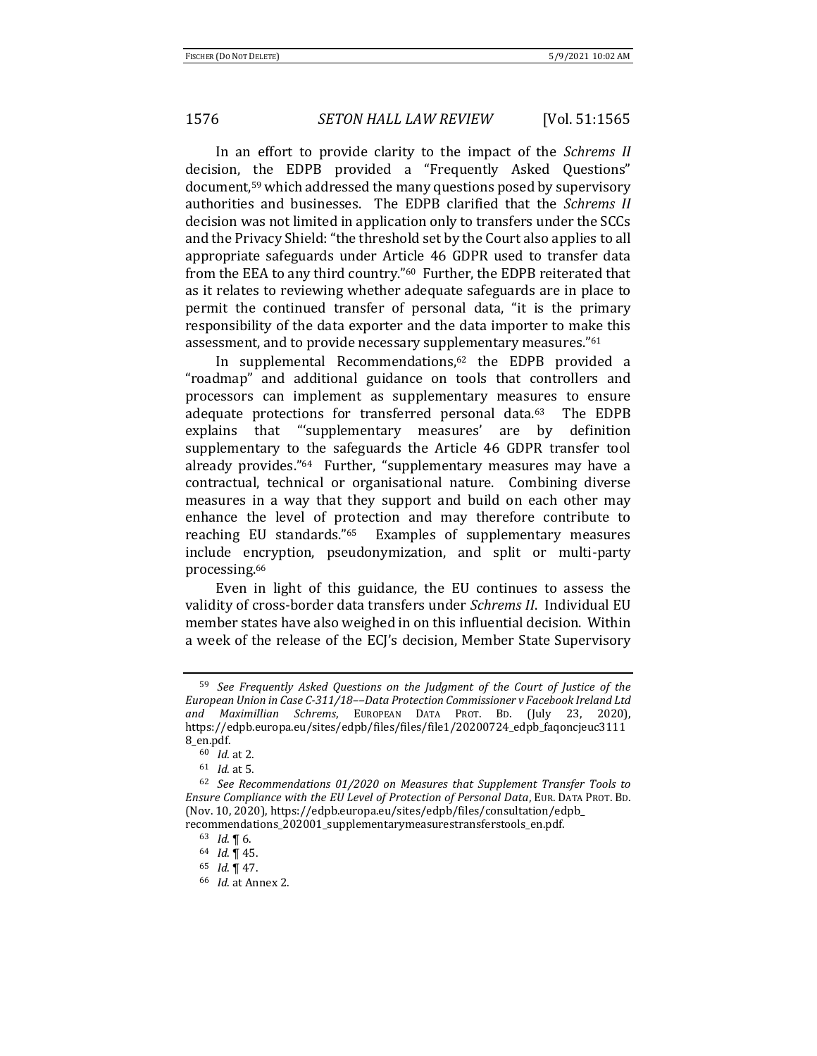In an effort to provide clarity to the impact of the *Schrems II* decision, the EDPB provided a "Frequently Asked Questions" document,[59] which addressed the many questions posed by supervisory authorities and businesses. The EDPB clarified that the *Schrems II* decision was not limited in application only to transfers under the SCCs and the Privacy Shield: "the threshold set by the Court also applies to all appropriate safeguards under Article 46 GDPR used to transfer data from the EEA to any third country."[60] Further, the EDPB reiterated that as it relates to reviewing whether adequate safeguards are in place to permit the continued transfer of personal data, "it is the primary responsibility of the data exporter and the data importer to make this assessment, and to provide necessary supplementary measures."[61]

In supplemental Recommendations,[62] the EDPB provided a "roadmap" and additional guidance on tools that controllers and processors can implement as supplementary measures to ensure adequate protections for transferred personal data.[63] The EDPB explains that "'supplementary measures' are by definition supplementary to the safeguards the Article 46 GDPR transfer tool already provides."[64] Further, "supplementary measures may have a contractual, technical or organisational nature. Combining diverse measures in a way that they support and build on each other may enhance the level of protection and may therefore contribute to reaching EU standards."[65] Examples of supplementary measures include encryption, pseudonymization, and split or multi-party processing.[66]

Even in light of this guidance, the EU continues to assess the validity of cross-border data transfers under *Schrems II*. Individual EU member states have also weighed in on this influential decision. Within a week of the release of the ECJ's decision, Member State Supervisory

---

[59] *See Frequently Asked Questions on the Judgment of the Court of Justice of the European Union in Case C-311/18––Data Protection Commissioner v Facebook Ireland Ltd and Maximillian Schrems*, EUROPEAN DATA PROT. BD. (July 23, 2020), https://edpb.europa.eu/sites/edpb/files/files/file1/20200724_edpb_faqoncjeuc31118_en.pdf.

[60] *Id.* at 2.

[61] *Id.* at 5.

[62] *See Recommendations 01/2020 on Measures that Supplement Transfer Tools to Ensure Compliance with the EU Level of Protection of Personal Data*, EUR. DATA PROT. BD. (Nov. 10, 2020), https://edpb.europa.eu/sites/edpb/files/consultation/edpb_recommendations_202001_supplementarymeasurestransferstools_en.pdf.

[63] *Id.* ¶ 6.

[64] *Id.* ¶ 45.

[65] *Id.* ¶ 47.

[66] *Id.* at Annex 2.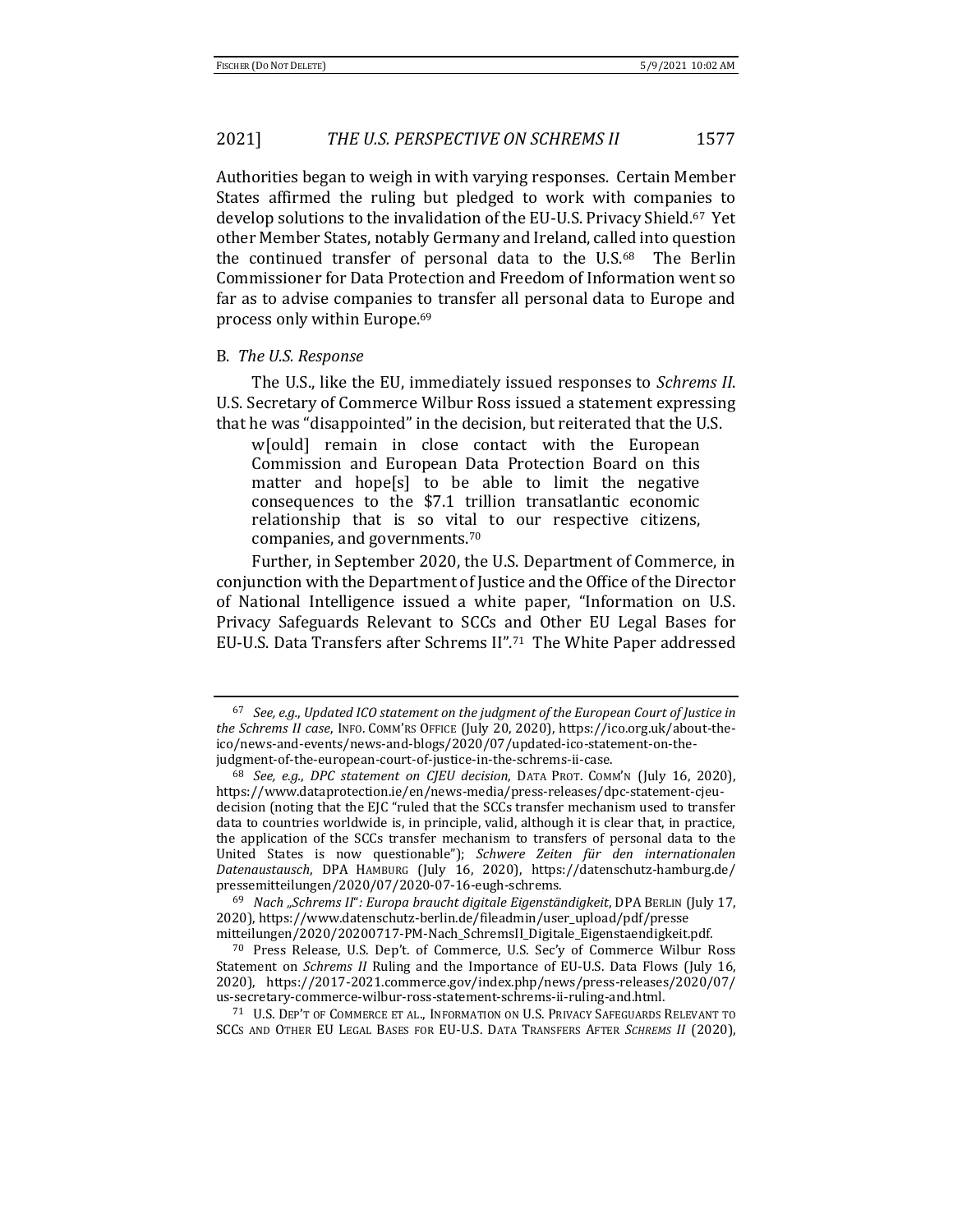Authorities began to weigh in with varying responses. Certain Member States affirmed the ruling but pledged to work with companies to develop solutions to the invalidation of the EU-U.S. Privacy Shield.[67] Yet other Member States, notably Germany and Ireland, called into question the continued transfer of personal data to the U.S.[68] The Berlin Commissioner for Data Protection and Freedom of Information went so far as to advise companies to transfer all personal data to Europe and process only within Europe.[69]

### B. *The U.S. Response*

The U.S., like the EU, immediately issued responses to *Schrems II*. U.S. Secretary of Commerce Wilbur Ross issued a statement expressing that he was "disappointed" in the decision, but reiterated that the U.S.

> w[ould] remain in close contact with the European Commission and European Data Protection Board on this matter and hope[s] to be able to limit the negative consequences to the $7.1 trillion transatlantic economic relationship that is so vital to our respective citizens, companies, and governments.[70]

Further, in September 2020, the U.S. Department of Commerce, in conjunction with the Department of Justice and the Office of the Director of National Intelligence issued a white paper, "Information on U.S. Privacy Safeguards Relevant to SCCs and Other EU Legal Bases for EU-U.S. Data Transfers after Schrems II".[71] The White Paper addressed

---

[67] *See, e.g.*, *Updated ICO statement on the judgment of the European Court of Justice in the Schrems II case*, INFO. COMM'RS OFFICE (July 20, 2020), https://ico.org.uk/about-the-ico/news-and-events/news-and-blogs/2020/07/updated-ico-statement-on-the-judgment-of-the-european-court-of-justice-in-the-schrems-ii-case.

[68] *See, e.g.*, *DPC statement on CJEU decision*, DATA PROT. COMM'N (July 16, 2020), https://www.dataprotection.ie/en/news-media/press-releases/dpc-statement-cjeu-decision (noting that the EJC "ruled that the SCCs transfer mechanism used to transfer data to countries worldwide is, in principle, valid, although it is clear that, in practice, the application of the SCCs transfer mechanism to transfers of personal data to the United States is now questionable"); *Schwere Zeiten für den internationalen Datenaustausch*, DPA HAMBURG (July 16, 2020), https://datenschutz-hamburg.de/pressemitteilungen/2020/07/2020-07-16-eugh-schrems.

[69] *Nach „Schrems II": Europa braucht digitale Eigenständigkeit*, DPA BERLIN (July 17, 2020), https://www.datenschutz-berlin.de/fileadmin/user_upload/pdf/presse mitteilungen/2020/20200717-PM-Nach_SchremsII_Digitale_Eigenstaendigkeit.pdf.

[70] Press Release, U.S. Dep't. of Commerce, U.S. Sec'y of Commerce Wilbur Ross Statement on *Schrems II* Ruling and the Importance of EU-U.S. Data Flows (July 16, 2020), https://2017-2021.commerce.gov/index.php/news/press-releases/2020/07/us-secretary-commerce-wilbur-ross-statement-schrems-ii-ruling-and.html.

[71] U.S. DEP'T OF COMMERCE ET AL., INFORMATION ON U.S. PRIVACY SAFEGUARDS RELEVANT TO SCCS AND OTHER EU LEGAL BASES FOR EU-U.S. DATA TRANSFERS AFTER *SCHREMS II* (2020),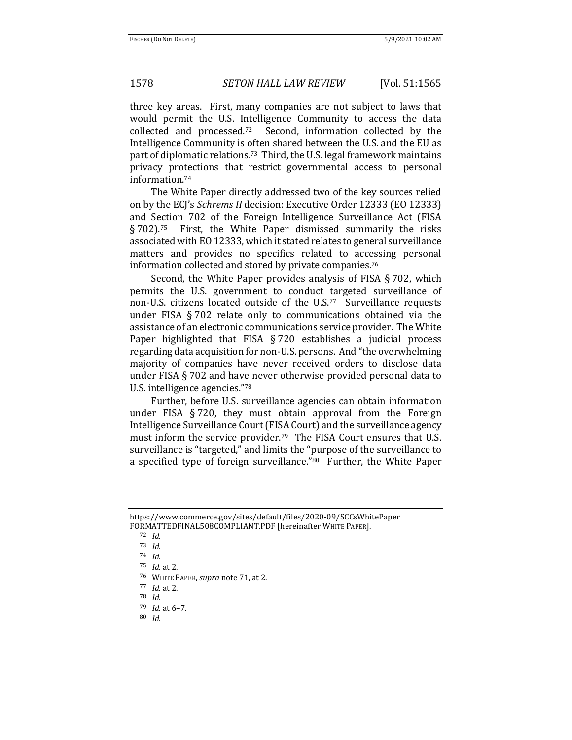three key areas. First, many companies are not subject to laws that would permit the U.S. Intelligence Community to access the data collected and processed.[72] Second, information collected by the Intelligence Community is often shared between the U.S. and the EU as part of diplomatic relations.[73] Third, the U.S. legal framework maintains privacy protections that restrict governmental access to personal information.[74]

The White Paper directly addressed two of the key sources relied on by the ECJ's *Schrems II* decision: Executive Order 12333 (EO 12333) and Section 702 of the Foreign Intelligence Surveillance Act (FISA § 702).[75] First, the White Paper dismissed summarily the risks associated with EO 12333, which it stated relates to general surveillance matters and provides no specifics related to accessing personal information collected and stored by private companies.[76]

Second, the White Paper provides analysis of FISA § 702, which permits the U.S. government to conduct targeted surveillance of non-U.S. citizens located outside of the U.S.[77] Surveillance requests under FISA § 702 relate only to communications obtained via the assistance of an electronic communications service provider. The White Paper highlighted that FISA § 720 establishes a judicial process regarding data acquisition for non-U.S. persons. And "the overwhelming majority of companies have never received orders to disclose data under FISA § 702 and have never otherwise provided personal data to U.S. intelligence agencies."[78]

Further, before U.S. surveillance agencies can obtain information under FISA § 720, they must obtain approval from the Foreign Intelligence Surveillance Court (FISA Court) and the surveillance agency must inform the service provider.[79] The FISA Court ensures that U.S. surveillance is "targeted," and limits the "purpose of the surveillance to a specified type of foreign surveillance."[80] Further, the White Paper

---

https://www.commerce.gov/sites/default/files/2020-09/SCCsWhitePaper FORMATTEDFINAL508COMPLIANT.PDF [hereinafter WHITE PAPER].

[72] *Id.*

[73] *Id.*

[74] *Id.*

[75] *Id.* at 2.

[76] WHITE PAPER, *supra* note 71, at 2.

[77] *Id.* at 2.

[78] *Id.*

[79] *Id.* at 6–7.

[80] *Id.*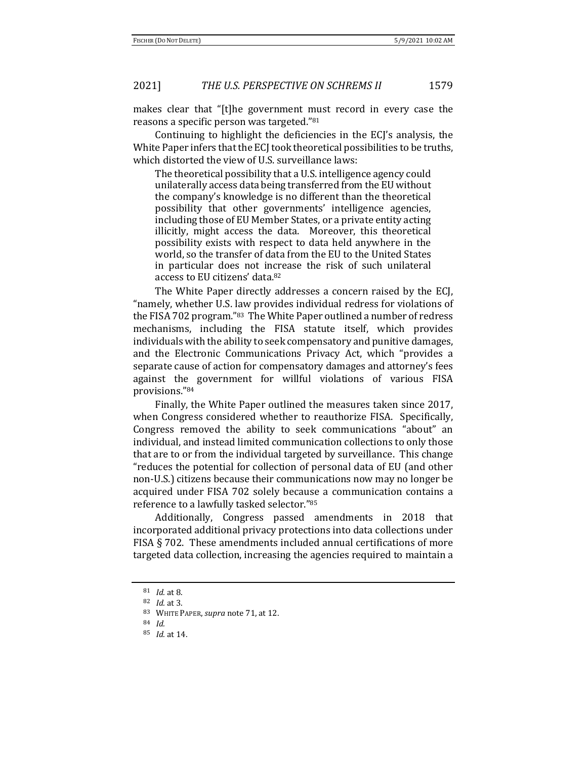makes clear that "[t]he government must record in every case the reasons a specific person was targeted."[81]

Continuing to highlight the deficiencies in the ECJ's analysis, the White Paper infers that the ECJ took theoretical possibilities to be truths, which distorted the view of U.S. surveillance laws:

> The theoretical possibility that a U.S. intelligence agency could unilaterally access data being transferred from the EU without the company's knowledge is no different than the theoretical possibility that other governments' intelligence agencies, including those of EU Member States, or a private entity acting illicitly, might access the data. Moreover, this theoretical possibility exists with respect to data held anywhere in the world, so the transfer of data from the EU to the United States in particular does not increase the risk of such unilateral access to EU citizens' data.[82]

The White Paper directly addresses a concern raised by the ECJ, "namely, whether U.S. law provides individual redress for violations of the FISA 702 program."[83] The White Paper outlined a number of redress mechanisms, including the FISA statute itself, which provides individuals with the ability to seek compensatory and punitive damages, and the Electronic Communications Privacy Act, which "provides a separate cause of action for compensatory damages and attorney's fees against the government for willful violations of various FISA provisions."[84]

Finally, the White Paper outlined the measures taken since 2017, when Congress considered whether to reauthorize FISA. Specifically, Congress removed the ability to seek communications "about" an individual, and instead limited communication collections to only those that are to or from the individual targeted by surveillance. This change "reduces the potential for collection of personal data of EU (and other non-U.S.) citizens because their communications now may no longer be acquired under FISA 702 solely because a communication contains a reference to a lawfully tasked selector."[85]

Additionally, Congress passed amendments in 2018 that incorporated additional privacy protections into data collections under FISA § 702. These amendments included annual certifications of more targeted data collection, increasing the agencies required to maintain a

---

[81] *Id.* at 8.

[82] *Id.* at 3.

[83] WHITE PAPER, *supra* note 71, at 12.

[84] *Id.*

[85] *Id.* at 14.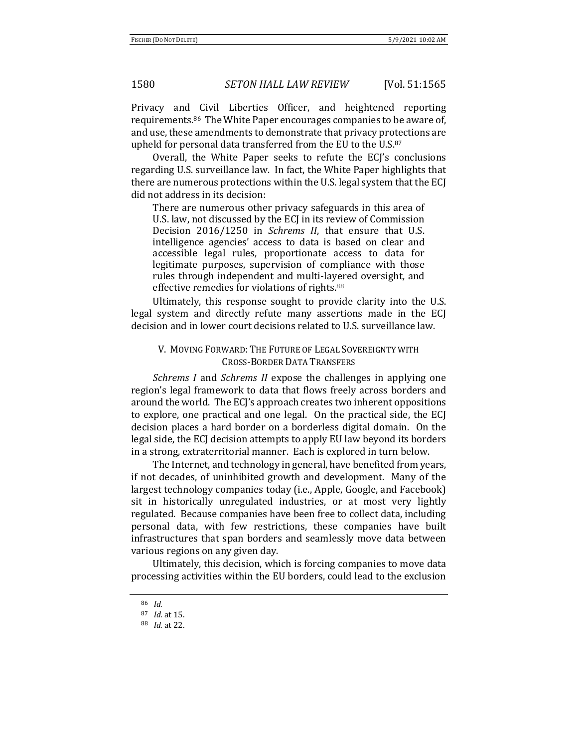Privacy and Civil Liberties Officer, and heightened reporting requirements.[86] The White Paper encourages companies to be aware of, and use, these amendments to demonstrate that privacy protections are upheld for personal data transferred from the EU to the U.S.[87]

Overall, the White Paper seeks to refute the ECJ's conclusions regarding U.S. surveillance law. In fact, the White Paper highlights that there are numerous protections within the U.S. legal system that the ECJ did not address in its decision:

> There are numerous other privacy safeguards in this area of U.S. law, not discussed by the ECJ in its review of Commission Decision 2016/1250 in *Schrems II*, that ensure that U.S. intelligence agencies' access to data is based on clear and accessible legal rules, proportionate access to data for legitimate purposes, supervision of compliance with those rules through independent and multi-layered oversight, and effective remedies for violations of rights.[88]

Ultimately, this response sought to provide clarity into the U.S. legal system and directly refute many assertions made in the ECJ decision and in lower court decisions related to U.S. surveillance law.

## V. MOVING FORWARD: THE FUTURE OF LEGAL SOVEREIGNTY WITH CROSS-BORDER DATA TRANSFERS

*Schrems I* and *Schrems II* expose the challenges in applying one region's legal framework to data that flows freely across borders and around the world. The ECJ's approach creates two inherent oppositions to explore, one practical and one legal. On the practical side, the ECJ decision places a hard border on a borderless digital domain. On the legal side, the ECJ decision attempts to apply EU law beyond its borders in a strong, extraterritorial manner. Each is explored in turn below.

The Internet, and technology in general, have benefited from years, if not decades, of uninhibited growth and development. Many of the largest technology companies today (i.e., Apple, Google, and Facebook) sit in historically unregulated industries, or at most very lightly regulated. Because companies have been free to collect data, including personal data, with few restrictions, these companies have built infrastructures that span borders and seamlessly move data between various regions on any given day.

Ultimately, this decision, which is forcing companies to move data processing activities within the EU borders, could lead to the exclusion

---

[86] *Id.*

[87] *Id.* at 15.

[88] *Id.* at 22.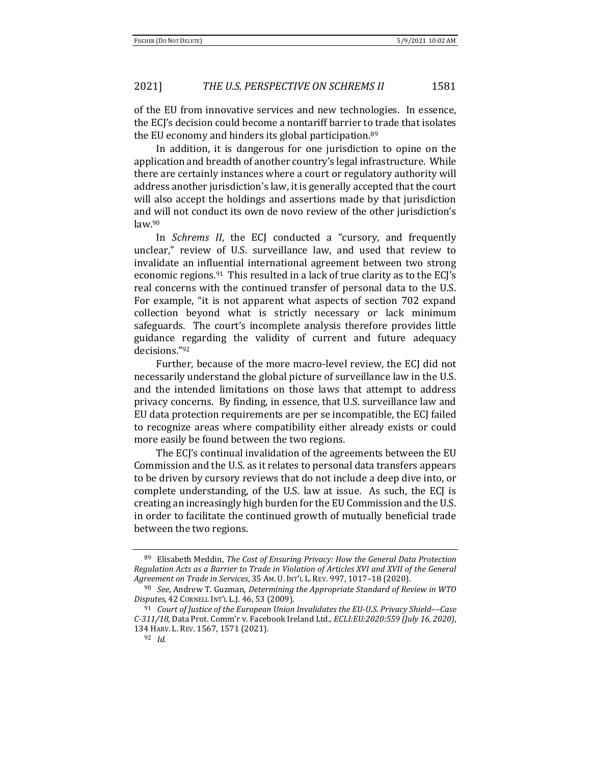of the EU from innovative services and new technologies. In essence, the ECJ's decision could become a nontariff barrier to trade that isolates the EU economy and hinders its global participation.[89]

In addition, it is dangerous for one jurisdiction to opine on the application and breadth of another country's legal infrastructure. While there are certainly instances where a court or regulatory authority will address another jurisdiction's law, it is generally accepted that the court will also accept the holdings and assertions made by that jurisdiction and will not conduct its own de novo review of the other jurisdiction's law.[90]

In *Schrems II*, the ECJ conducted a "cursory, and frequently unclear," review of U.S. surveillance law, and used that review to invalidate an influential international agreement between two strong economic regions.[91] This resulted in a lack of true clarity as to the ECJ's real concerns with the continued transfer of personal data to the U.S. For example, "it is not apparent what aspects of section 702 expand collection beyond what is strictly necessary or lack minimum safeguards. The court's incomplete analysis therefore provides little guidance regarding the validity of current and future adequacy decisions."[92]

Further, because of the more macro-level review, the ECJ did not necessarily understand the global picture of surveillance law in the U.S. and the intended limitations on those laws that attempt to address privacy concerns. By finding, in essence, that U.S. surveillance law and EU data protection requirements are per se incompatible, the ECJ failed to recognize areas where compatibility either already exists or could more easily be found between the two regions.

The ECJ's continual invalidation of the agreements between the EU Commission and the U.S. as it relates to personal data transfers appears to be driven by cursory reviews that do not include a deep dive into, or complete understanding, of the U.S. law at issue. As such, the ECJ is creating an increasingly high burden for the EU Commission and the U.S. in order to facilitate the continued growth of mutually beneficial trade between the two regions.

---

[89] Elisabeth Meddin, *The Cost of Ensuring Privacy: How the General Data Protection Regulation Acts as a Barrier to Trade in Violation of Articles XVI and XVII of the General Agreement on Trade in Services*, 35 AM. U. INT'L L. REV. 997, 1017–18 (2020).

[90] *See*, Andrew T. Guzman, *Determining the Appropriate Standard of Review in WTO Disputes*, 42 CORNELL INT'L L.J. 46, 53 (2009).

[91] *Court of Justice of the European Union Invalidates the EU-U.S. Privacy Shield––Case C-311/18,* Data Prot. Comm'r v. Facebook Ireland Ltd., *ECLI:EU:2020:559 (July 16, 2020)*, 134 HARV. L. REV. 1567, 1571 (2021).

[92] *Id.*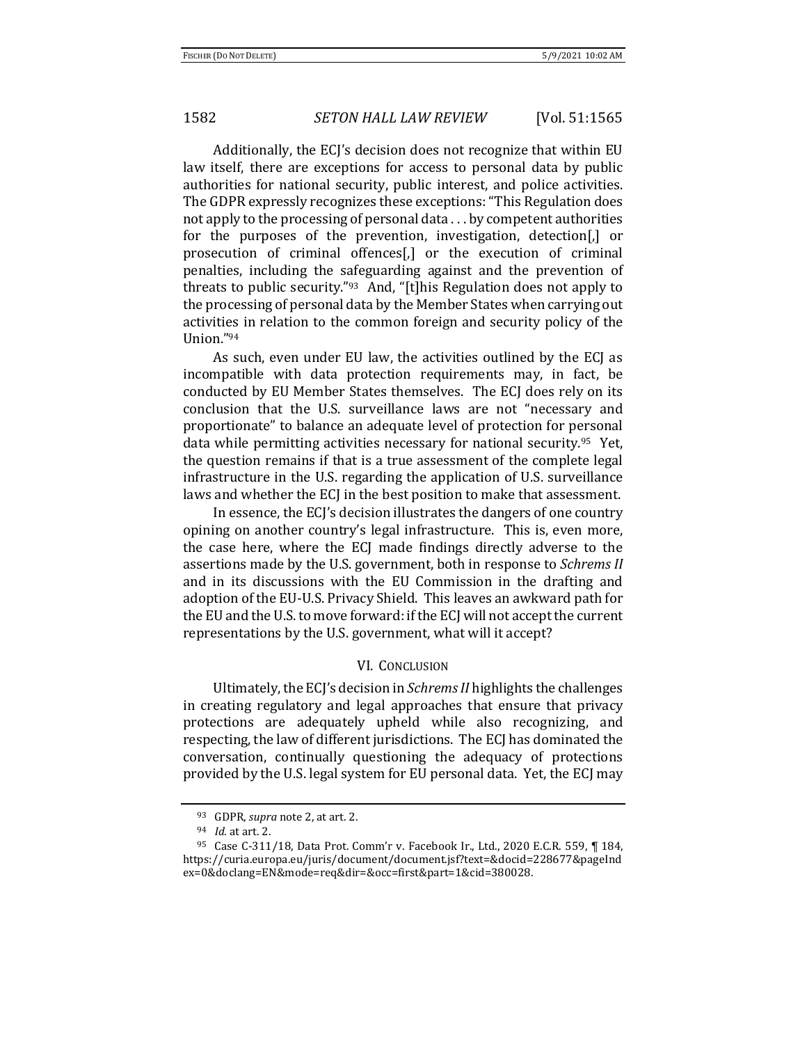Additionally, the ECJ's decision does not recognize that within EU law itself, there are exceptions for access to personal data by public authorities for national security, public interest, and police activities. The GDPR expressly recognizes these exceptions: "This Regulation does not apply to the processing of personal data . . . by competent authorities for the purposes of the prevention, investigation, detection[,] or prosecution of criminal offences[,] or the execution of criminal penalties, including the safeguarding against and the prevention of threats to public security."[93] And, "[t]his Regulation does not apply to the processing of personal data by the Member States when carrying out activities in relation to the common foreign and security policy of the Union."[94]

As such, even under EU law, the activities outlined by the ECJ as incompatible with data protection requirements may, in fact, be conducted by EU Member States themselves. The ECJ does rely on its conclusion that the U.S. surveillance laws are not "necessary and proportionate" to balance an adequate level of protection for personal data while permitting activities necessary for national security.[95] Yet, the question remains if that is a true assessment of the complete legal infrastructure in the U.S. regarding the application of U.S. surveillance laws and whether the ECJ in the best position to make that assessment.

In essence, the ECJ's decision illustrates the dangers of one country opining on another country's legal infrastructure. This is, even more, the case here, where the ECJ made findings directly adverse to the assertions made by the U.S. government, both in response to *Schrems II* and in its discussions with the EU Commission in the drafting and adoption of the EU-U.S. Privacy Shield. This leaves an awkward path for the EU and the U.S. to move forward: if the ECJ will not accept the current representations by the U.S. government, what will it accept?

## VI. Conclusion

Ultimately, the ECJ's decision in *Schrems II* highlights the challenges in creating regulatory and legal approaches that ensure that privacy protections are adequately upheld while also recognizing, and respecting, the law of different jurisdictions. The ECJ has dominated the conversation, continually questioning the adequacy of protections provided by the U.S. legal system for EU personal data. Yet, the ECJ may

---

[93] GDPR, *supra* note 2, at art. 2.

[94] *Id.* at art. 2.

[95] Case C-311/18, Data Prot. Comm'r v. Facebook Ir., Ltd., 2020 E.C.R. 559, ¶ 184, https://curia.europa.eu/juris/document/document.jsf?text=&docid=228677&pageIndex=0&doclang=EN&mode=req&dir=&occ=first&part=1&cid=380028.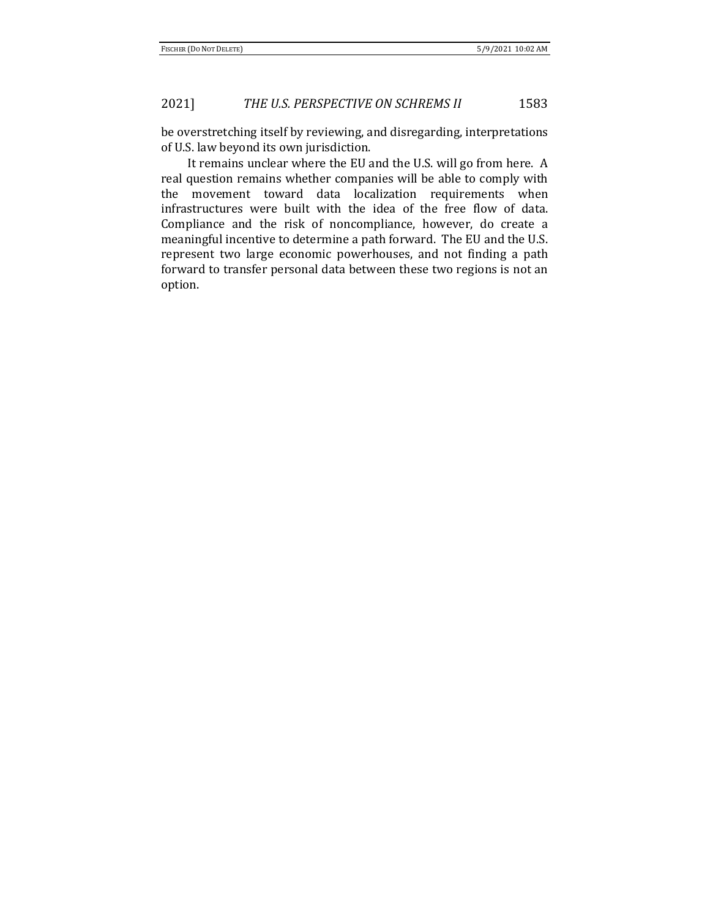be overstretching itself by reviewing, and disregarding, interpretations of U.S. law beyond its own jurisdiction.

It remains unclear where the EU and the U.S. will go from here. A real question remains whether companies will be able to comply with the movement toward data localization requirements when infrastructures were built with the idea of the free flow of data. Compliance and the risk of noncompliance, however, do create a meaningful incentive to determine a path forward. The EU and the U.S. represent two large economic powerhouses, and not finding a path forward to transfer personal data between these two regions is not an option.